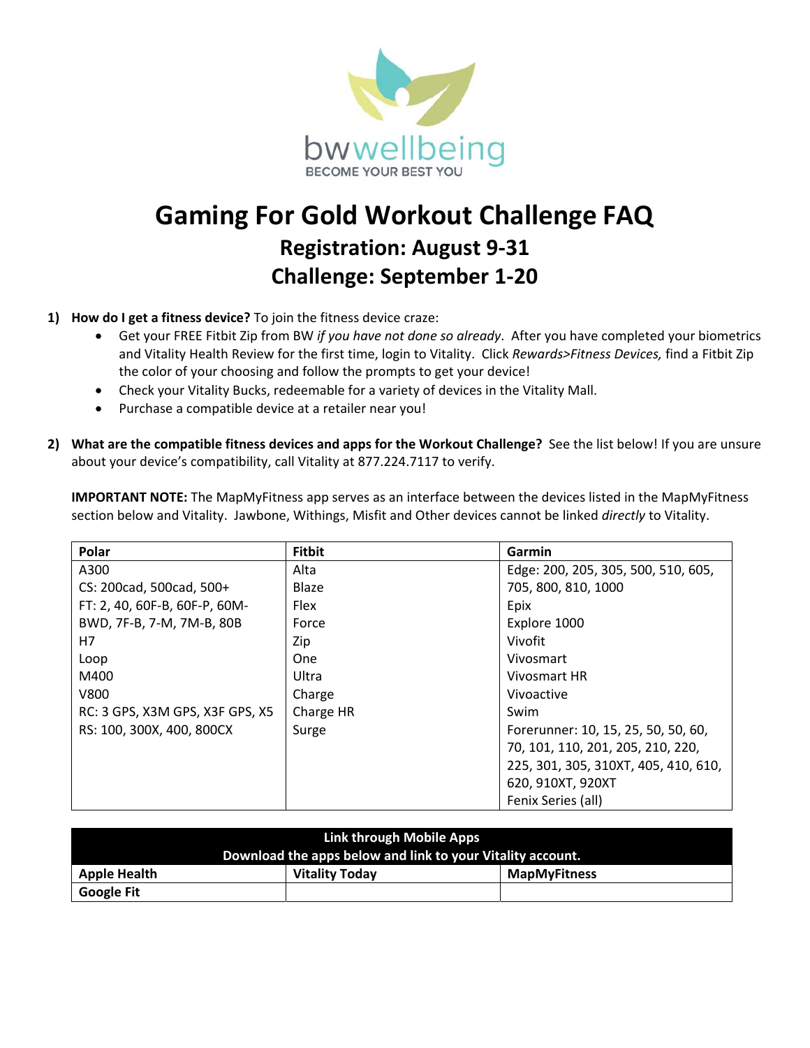bwwellbeing
BECOME YOUR BEST YOU

# Gaming For Gold Workout Challenge FAQ

## Registration: August 9-31

## Challenge: September 1-20

1) **How do I get a fitness device?** To join the fitness device craze:
   - Get your FREE Fitbit Zip from BW *if you have not done so already*. After you have completed your biometrics and Vitality Health Review for the first time, login to Vitality. Click *Rewards>Fitness Devices,* find a Fitbit Zip the color of your choosing and follow the prompts to get your device!
   - Check your Vitality Bucks, redeemable for a variety of devices in the Vitality Mall.
   - Purchase a compatible device at a retailer near you!

2) **What are the compatible fitness devices and apps for the Workout Challenge?** See the list below! If you are unsure about your device's compatibility, call Vitality at 877.224.7117 to verify.

   **IMPORTANT NOTE:** The MapMyFitness app serves as an interface between the devices listed in the MapMyFitness section below and Vitality. Jawbone, Withings, Misfit and Other devices cannot be linked *directly* to Vitality.

| Polar | Fitbit | Garmin |
|---|---|---|
| A300 | Alta | Edge: 200, 205, 305, 500, 510, 605, 705, 800, 810, 1000 |
| CS: 200cad, 500cad, 500+ | Blaze | Epix |
| FT: 2, 40, 60F-B, 60F-P, 60M-BWD, 7F-B, 7-M, 7M-B, 80B | Flex | Explore 1000 |
| H7 | Force | Vivofit |
| Loop | Zip | Vivosmart |
| M400 | One | Vivosmart HR |
| V800 | Ultra | Vivoactive |
| RC: 3 GPS, X3M GPS, X3F GPS, X5 | Charge | Swim |
| RS: 100, 300X, 400, 800CX | Charge HR | Forerunner: 10, 15, 25, 50, 50, 60, 70, 101, 110, 201, 205, 210, 220, 225, 301, 305, 310XT, 405, 410, 610, 620, 910XT, 920XT |
| | Surge | Fenix Series (all) |

| Link through Mobile Apps<br>Download the apps below and link to your Vitality account. | | |
|---|---|---|
| **Apple Health** | **Vitality Today** | **MapMyFitness** |
| **Google Fit** | | |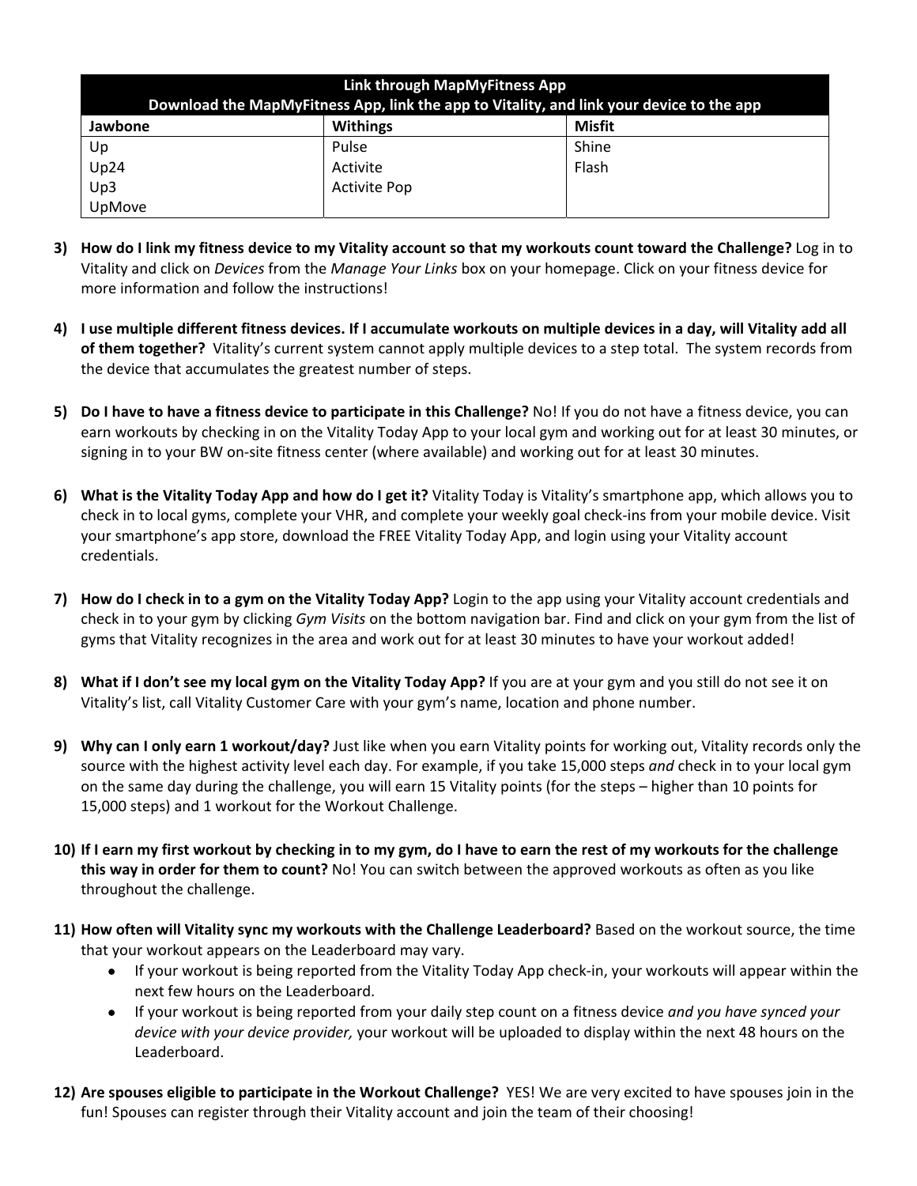| Link through MapMyFitness App<br>Download the MapMyFitness App, link the app to Vitality, and link your device to the app | | |
|---|---|---|
| **Jawbone** | **Withings** | **Misfit** |
| Up<br>Up24<br>Up3<br>UpMove | Pulse<br>Activite<br>Activite Pop | Shine<br>Flash |

3) **How do I link my fitness device to my Vitality account so that my workouts count toward the Challenge?** Log in to Vitality and click on *Devices* from the *Manage Your Links* box on your homepage. Click on your fitness device for more information and follow the instructions!

4) **I use multiple different fitness devices. If I accumulate workouts on multiple devices in a day, will Vitality add all of them together?** Vitality's current system cannot apply multiple devices to a step total. The system records from the device that accumulates the greatest number of steps.

5) **Do I have to have a fitness device to participate in this Challenge?** No! If you do not have a fitness device, you can earn workouts by checking in on the Vitality Today App to your local gym and working out for at least 30 minutes, or signing in to your BW on-site fitness center (where available) and working out for at least 30 minutes.

6) **What is the Vitality Today App and how do I get it?** Vitality Today is Vitality's smartphone app, which allows you to check in to local gyms, complete your VHR, and complete your weekly goal check-ins from your mobile device. Visit your smartphone's app store, download the FREE Vitality Today App, and login using your Vitality account credentials.

7) **How do I check in to a gym on the Vitality Today App?** Login to the app using your Vitality account credentials and check in to your gym by clicking *Gym Visits* on the bottom navigation bar. Find and click on your gym from the list of gyms that Vitality recognizes in the area and work out for at least 30 minutes to have your workout added!

8) **What if I don't see my local gym on the Vitality Today App?** If you are at your gym and you still do not see it on Vitality's list, call Vitality Customer Care with your gym's name, location and phone number.

9) **Why can I only earn 1 workout/day?** Just like when you earn Vitality points for working out, Vitality records only the source with the highest activity level each day. For example, if you take 15,000 steps *and* check in to your local gym on the same day during the challenge, you will earn 15 Vitality points (for the steps – higher than 10 points for 15,000 steps) and 1 workout for the Workout Challenge.

10) **If I earn my first workout by checking in to my gym, do I have to earn the rest of my workouts for the challenge this way in order for them to count?** No! You can switch between the approved workouts as often as you like throughout the challenge.

11) **How often will Vitality sync my workouts with the Challenge Leaderboard?** Based on the workout source, the time that your workout appears on the Leaderboard may vary.
    - If your workout is being reported from the Vitality Today App check-in, your workouts will appear within the next few hours on the Leaderboard.
    - If your workout is being reported from your daily step count on a fitness device *and you have synced your device with your device provider,* your workout will be uploaded to display within the next 48 hours on the Leaderboard.

12) **Are spouses eligible to participate in the Workout Challenge?** YES! We are very excited to have spouses join in the fun! Spouses can register through their Vitality account and join the team of their choosing!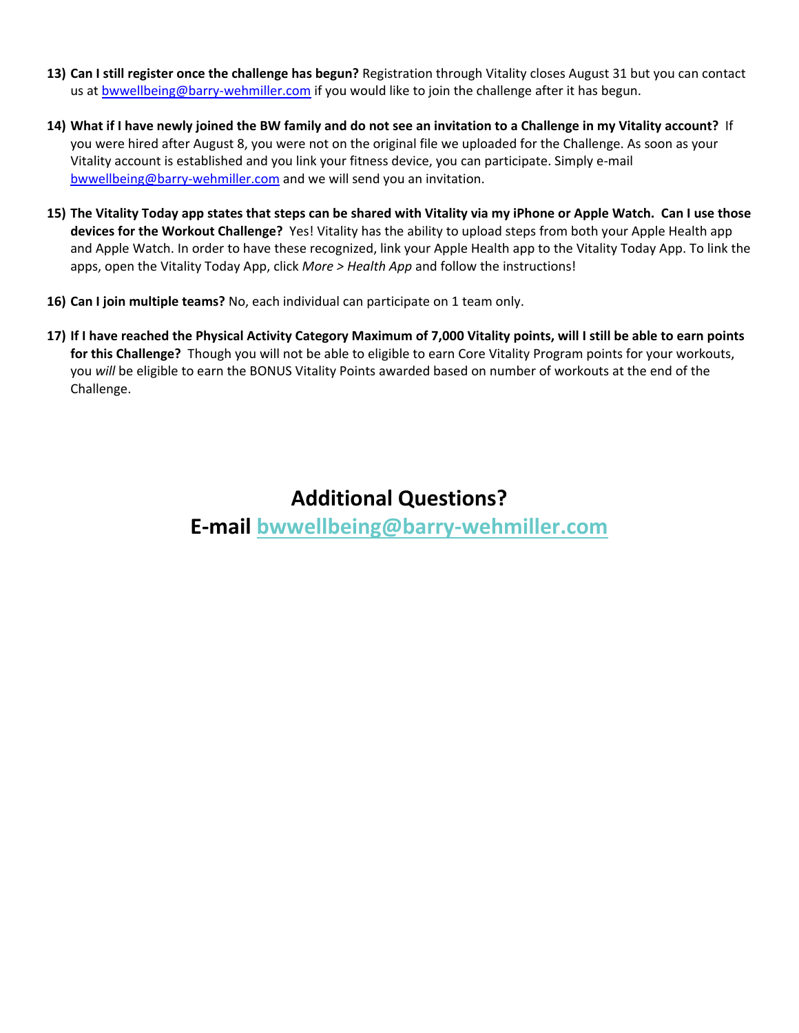13) **Can I still register once the challenge has begun?** Registration through Vitality closes August 31 but you can contact us at bwwellbeing@barry-wehmiller.com if you would like to join the challenge after it has begun.

14) **What if I have newly joined the BW family and do not see an invitation to a Challenge in my Vitality account?** If you were hired after August 8, you were not on the original file we uploaded for the Challenge. As soon as your Vitality account is established and you link your fitness device, you can participate. Simply e-mail bwwellbeing@barry-wehmiller.com and we will send you an invitation.

15) **The Vitality Today app states that steps can be shared with Vitality via my iPhone or Apple Watch. Can I use those devices for the Workout Challenge?** Yes! Vitality has the ability to upload steps from both your Apple Health app and Apple Watch. In order to have these recognized, link your Apple Health app to the Vitality Today App. To link the apps, open the Vitality Today App, click *More > Health App* and follow the instructions!

16) **Can I join multiple teams?** No, each individual can participate on 1 team only.

17) **If I have reached the Physical Activity Category Maximum of 7,000 Vitality points, will I still be able to earn points for this Challenge?** Though you will not be able to eligible to earn Core Vitality Program points for your workouts, you *will* be eligible to earn the BONUS Vitality Points awarded based on number of workouts at the end of the Challenge.

## Additional Questions?
## E-mail bwwellbeing@barry-wehmiller.com